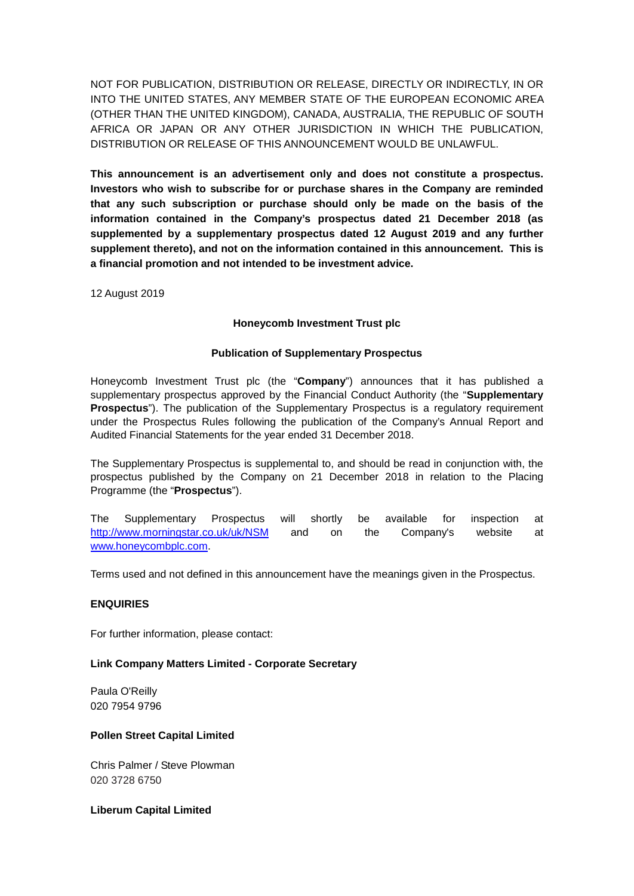NOT FOR PUBLICATION, DISTRIBUTION OR RELEASE, DIRECTLY OR INDIRECTLY, IN OR INTO THE UNITED STATES, ANY MEMBER STATE OF THE EUROPEAN ECONOMIC AREA (OTHER THAN THE UNITED KINGDOM), CANADA, AUSTRALIA, THE REPUBLIC OF SOUTH AFRICA OR JAPAN OR ANY OTHER JURISDICTION IN WHICH THE PUBLICATION, DISTRIBUTION OR RELEASE OF THIS ANNOUNCEMENT WOULD BE UNLAWFUL.

**This announcement is an advertisement only and does not constitute a prospectus. Investors who wish to subscribe for or purchase shares in the Company are reminded that any such subscription or purchase should only be made on the basis of the information contained in the Company's prospectus dated 21 December 2018 (as supplemented by a supplementary prospectus dated 12 August 2019 and any further supplement thereto), and not on the information contained in this announcement. This is a financial promotion and not intended to be investment advice.**

12 August 2019

**Honeycomb Investment Trust plc**

**Publication of Supplementary Prospectus**

Honeycomb Investment Trust plc (the "**Company**") announces that it has published a supplementary prospectus approved by the Financial Conduct Authority (the "**Supplementary Prospectus**"). The publication of the Supplementary Prospectus is a regulatory requirement under the Prospectus Rules following the publication of the Company's Annual Report and Audited Financial Statements for the year ended 31 December 2018.

The Supplementary Prospectus is supplemental to, and should be read in conjunction with, the prospectus published by the Company on 21 December 2018 in relation to the Placing Programme (the "**Prospectus**").

The Supplementary Prospectus will shortly be available for inspection at http://www.morningstar.co.uk/uk/NSM and on the Company's website at www.honeycombplc.com.

Terms used and not defined in this announcement have the meanings given in the Prospectus.

**ENQUIRIES**

For further information, please contact:

**Link Company Matters Limited - Corporate Secretary**

Paula O'Reilly
020 7954 9796

**Pollen Street Capital Limited**

Chris Palmer / Steve Plowman
020 3728 6750

**Liberum Capital Limited**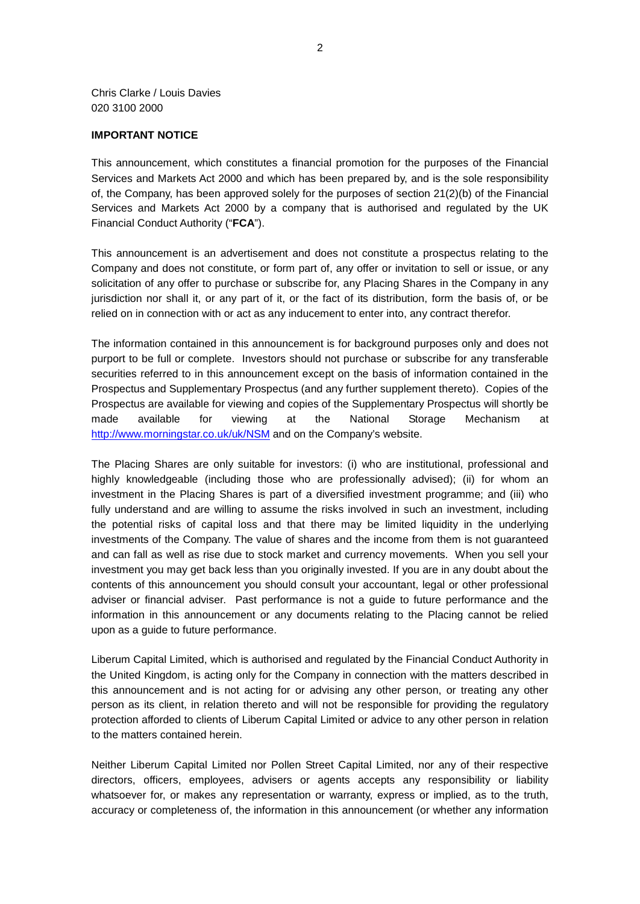Chris Clarke / Louis Davies
020 3100 2000

**IMPORTANT NOTICE**

This announcement, which constitutes a financial promotion for the purposes of the Financial Services and Markets Act 2000 and which has been prepared by, and is the sole responsibility of, the Company, has been approved solely for the purposes of section 21(2)(b) of the Financial Services and Markets Act 2000 by a company that is authorised and regulated by the UK Financial Conduct Authority ("**FCA**").

This announcement is an advertisement and does not constitute a prospectus relating to the Company and does not constitute, or form part of, any offer or invitation to sell or issue, or any solicitation of any offer to purchase or subscribe for, any Placing Shares in the Company in any jurisdiction nor shall it, or any part of it, or the fact of its distribution, form the basis of, or be relied on in connection with or act as any inducement to enter into, any contract therefor.

The information contained in this announcement is for background purposes only and does not purport to be full or complete. Investors should not purchase or subscribe for any transferable securities referred to in this announcement except on the basis of information contained in the Prospectus and Supplementary Prospectus (and any further supplement thereto). Copies of the Prospectus are available for viewing and copies of the Supplementary Prospectus will shortly be made available for viewing at the National Storage Mechanism at http://www.morningstar.co.uk/uk/NSM and on the Company's website.

The Placing Shares are only suitable for investors: (i) who are institutional, professional and highly knowledgeable (including those who are professionally advised); (ii) for whom an investment in the Placing Shares is part of a diversified investment programme; and (iii) who fully understand and are willing to assume the risks involved in such an investment, including the potential risks of capital loss and that there may be limited liquidity in the underlying investments of the Company. The value of shares and the income from them is not guaranteed and can fall as well as rise due to stock market and currency movements. When you sell your investment you may get back less than you originally invested. If you are in any doubt about the contents of this announcement you should consult your accountant, legal or other professional adviser or financial adviser. Past performance is not a guide to future performance and the information in this announcement or any documents relating to the Placing cannot be relied upon as a guide to future performance.

Liberum Capital Limited, which is authorised and regulated by the Financial Conduct Authority in the United Kingdom, is acting only for the Company in connection with the matters described in this announcement and is not acting for or advising any other person, or treating any other person as its client, in relation thereto and will not be responsible for providing the regulatory protection afforded to clients of Liberum Capital Limited or advice to any other person in relation to the matters contained herein.

Neither Liberum Capital Limited nor Pollen Street Capital Limited, nor any of their respective directors, officers, employees, advisers or agents accepts any responsibility or liability whatsoever for, or makes any representation or warranty, express or implied, as to the truth, accuracy or completeness of, the information in this announcement (or whether any information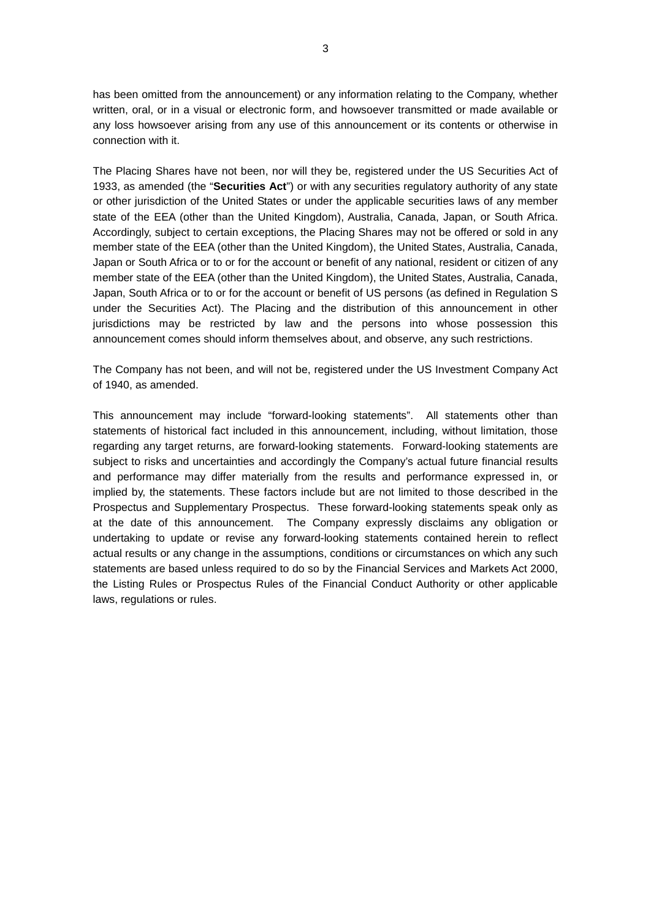has been omitted from the announcement) or any information relating to the Company, whether written, oral, or in a visual or electronic form, and howsoever transmitted or made available or any loss howsoever arising from any use of this announcement or its contents or otherwise in connection with it.

The Placing Shares have not been, nor will they be, registered under the US Securities Act of 1933, as amended (the "**Securities Act**") or with any securities regulatory authority of any state or other jurisdiction of the United States or under the applicable securities laws of any member state of the EEA (other than the United Kingdom), Australia, Canada, Japan, or South Africa. Accordingly, subject to certain exceptions, the Placing Shares may not be offered or sold in any member state of the EEA (other than the United Kingdom), the United States, Australia, Canada, Japan or South Africa or to or for the account or benefit of any national, resident or citizen of any member state of the EEA (other than the United Kingdom), the United States, Australia, Canada, Japan, South Africa or to or for the account or benefit of US persons (as defined in Regulation S under the Securities Act). The Placing and the distribution of this announcement in other jurisdictions may be restricted by law and the persons into whose possession this announcement comes should inform themselves about, and observe, any such restrictions.

The Company has not been, and will not be, registered under the US Investment Company Act of 1940, as amended.

This announcement may include "forward-looking statements". All statements other than statements of historical fact included in this announcement, including, without limitation, those regarding any target returns, are forward-looking statements. Forward-looking statements are subject to risks and uncertainties and accordingly the Company's actual future financial results and performance may differ materially from the results and performance expressed in, or implied by, the statements. These factors include but are not limited to those described in the Prospectus and Supplementary Prospectus. These forward-looking statements speak only as at the date of this announcement. The Company expressly disclaims any obligation or undertaking to update or revise any forward-looking statements contained herein to reflect actual results or any change in the assumptions, conditions or circumstances on which any such statements are based unless required to do so by the Financial Services and Markets Act 2000, the Listing Rules or Prospectus Rules of the Financial Conduct Authority or other applicable laws, regulations or rules.